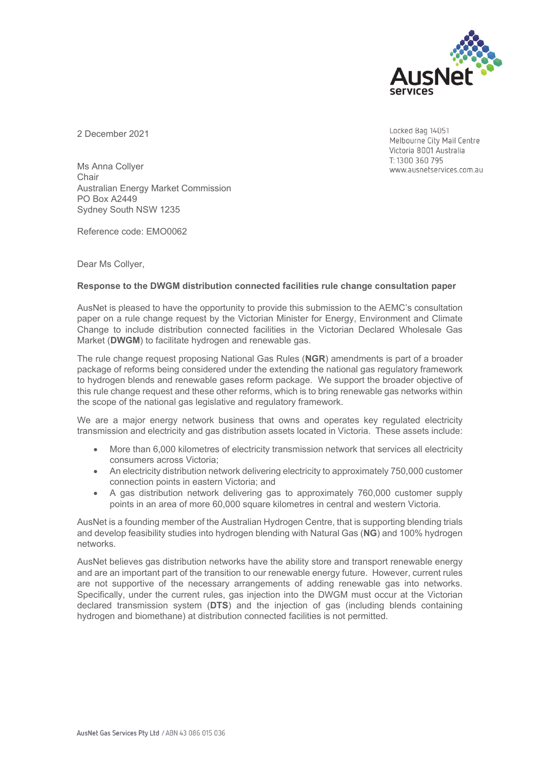2 December 2021

Locked Bag 14051
Melbourne City Mail Centre
Victoria 8001 Australia
T: 1300 360 795
www.ausnetservices.com.au

Ms Anna Collyer
Chair
Australian Energy Market Commission
PO Box A2449
Sydney South NSW 1235

Reference code: EMO0062

Dear Ms Collyer,

**Response to the DWGM distribution connected facilities rule change consultation paper**

AusNet is pleased to have the opportunity to provide this submission to the AEMC's consultation paper on a rule change request by the Victorian Minister for Energy, Environment and Climate Change to include distribution connected facilities in the Victorian Declared Wholesale Gas Market (**DWGM**) to facilitate hydrogen and renewable gas.

The rule change request proposing National Gas Rules (**NGR**) amendments is part of a broader package of reforms being considered under the extending the national gas regulatory framework to hydrogen blends and renewable gases reform package. We support the broader objective of this rule change request and these other reforms, which is to bring renewable gas networks within the scope of the national gas legislative and regulatory framework.

We are a major energy network business that owns and operates key regulated electricity transmission and electricity and gas distribution assets located in Victoria. These assets include:

- More than 6,000 kilometres of electricity transmission network that services all electricity consumers across Victoria;
- An electricity distribution network delivering electricity to approximately 750,000 customer connection points in eastern Victoria; and
- A gas distribution network delivering gas to approximately 760,000 customer supply points in an area of more 60,000 square kilometres in central and western Victoria.

AusNet is a founding member of the Australian Hydrogen Centre, that is supporting blending trials and develop feasibility studies into hydrogen blending with Natural Gas (**NG**) and 100% hydrogen networks.

AusNet believes gas distribution networks have the ability store and transport renewable energy and are an important part of the transition to our renewable energy future. However, current rules are not supportive of the necessary arrangements of adding renewable gas into networks. Specifically, under the current rules, gas injection into the DWGM must occur at the Victorian declared transmission system (**DTS**) and the injection of gas (including blends containing hydrogen and biomethane) at distribution connected facilities is not permitted.

AusNet Gas Services Pty Ltd / ABN 43 086 015 036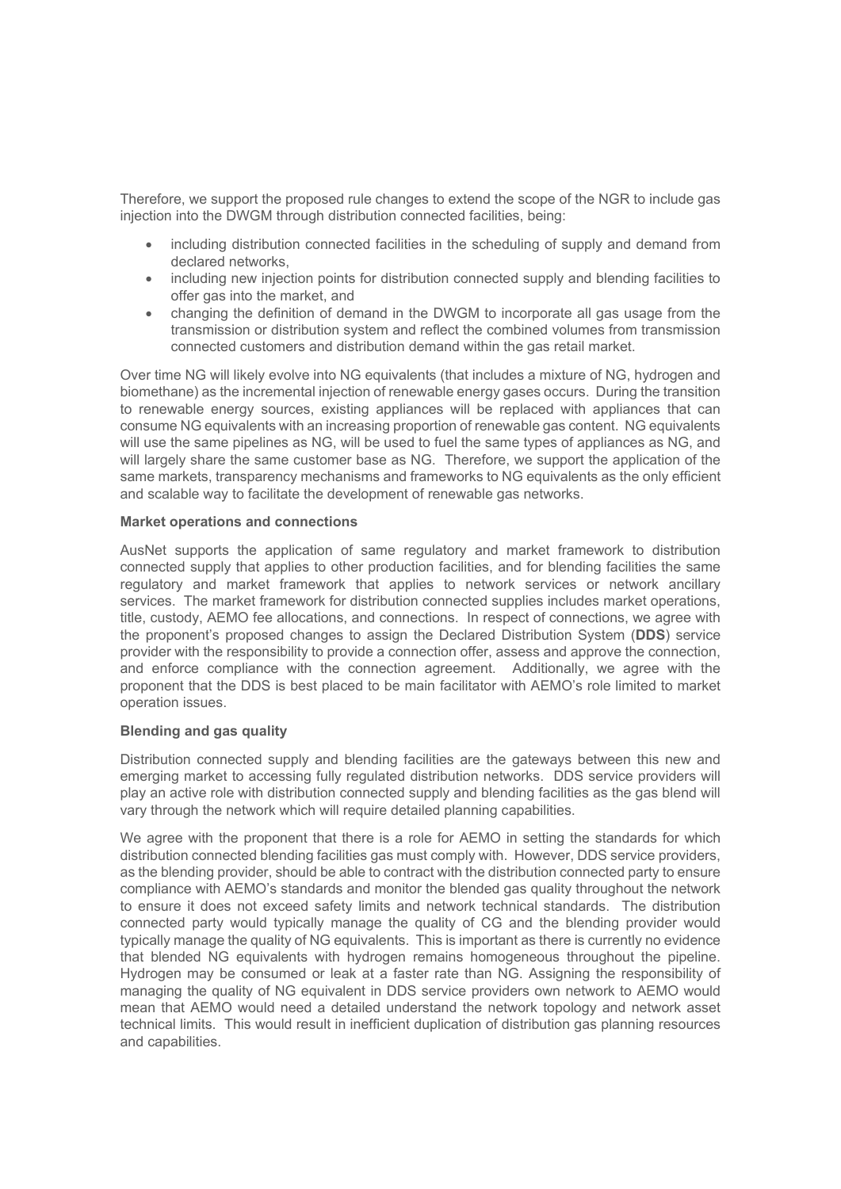Therefore, we support the proposed rule changes to extend the scope of the NGR to include gas injection into the DWGM through distribution connected facilities, being:

- including distribution connected facilities in the scheduling of supply and demand from declared networks,
- including new injection points for distribution connected supply and blending facilities to offer gas into the market, and
- changing the definition of demand in the DWGM to incorporate all gas usage from the transmission or distribution system and reflect the combined volumes from transmission connected customers and distribution demand within the gas retail market.

Over time NG will likely evolve into NG equivalents (that includes a mixture of NG, hydrogen and biomethane) as the incremental injection of renewable energy gases occurs. During the transition to renewable energy sources, existing appliances will be replaced with appliances that can consume NG equivalents with an increasing proportion of renewable gas content. NG equivalents will use the same pipelines as NG, will be used to fuel the same types of appliances as NG, and will largely share the same customer base as NG. Therefore, we support the application of the same markets, transparency mechanisms and frameworks to NG equivalents as the only efficient and scalable way to facilitate the development of renewable gas networks.

**Market operations and connections**

AusNet supports the application of same regulatory and market framework to distribution connected supply that applies to other production facilities, and for blending facilities the same regulatory and market framework that applies to network services or network ancillary services. The market framework for distribution connected supplies includes market operations, title, custody, AEMO fee allocations, and connections. In respect of connections, we agree with the proponent's proposed changes to assign the Declared Distribution System (**DDS**) service provider with the responsibility to provide a connection offer, assess and approve the connection, and enforce compliance with the connection agreement. Additionally, we agree with the proponent that the DDS is best placed to be main facilitator with AEMO's role limited to market operation issues.

**Blending and gas quality**

Distribution connected supply and blending facilities are the gateways between this new and emerging market to accessing fully regulated distribution networks. DDS service providers will play an active role with distribution connected supply and blending facilities as the gas blend will vary through the network which will require detailed planning capabilities.

We agree with the proponent that there is a role for AEMO in setting the standards for which distribution connected blending facilities gas must comply with. However, DDS service providers, as the blending provider, should be able to contract with the distribution connected party to ensure compliance with AEMO's standards and monitor the blended gas quality throughout the network to ensure it does not exceed safety limits and network technical standards. The distribution connected party would typically manage the quality of CG and the blending provider would typically manage the quality of NG equivalents. This is important as there is currently no evidence that blended NG equivalents with hydrogen remains homogeneous throughout the pipeline. Hydrogen may be consumed or leak at a faster rate than NG. Assigning the responsibility of managing the quality of NG equivalent in DDS service providers own network to AEMO would mean that AEMO would need a detailed understand the network topology and network asset technical limits. This would result in inefficient duplication of distribution gas planning resources and capabilities.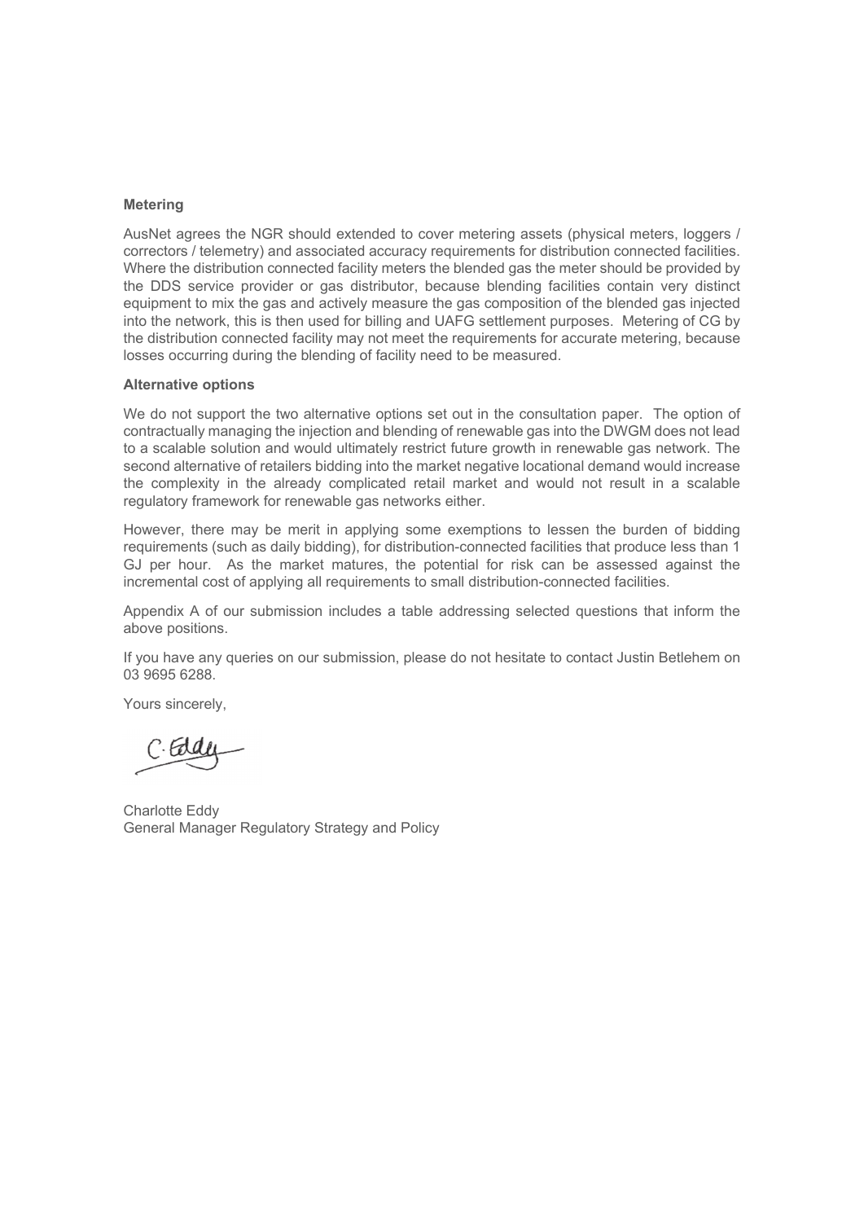**Metering**

AusNet agrees the NGR should extended to cover metering assets (physical meters, loggers / correctors / telemetry) and associated accuracy requirements for distribution connected facilities. Where the distribution connected facility meters the blended gas the meter should be provided by the DDS service provider or gas distributor, because blending facilities contain very distinct equipment to mix the gas and actively measure the gas composition of the blended gas injected into the network, this is then used for billing and UAFG settlement purposes. Metering of CG by the distribution connected facility may not meet the requirements for accurate metering, because losses occurring during the blending of facility need to be measured.

**Alternative options**

We do not support the two alternative options set out in the consultation paper. The option of contractually managing the injection and blending of renewable gas into the DWGM does not lead to a scalable solution and would ultimately restrict future growth in renewable gas network. The second alternative of retailers bidding into the market negative locational demand would increase the complexity in the already complicated retail market and would not result in a scalable regulatory framework for renewable gas networks either.

However, there may be merit in applying some exemptions to lessen the burden of bidding requirements (such as daily bidding), for distribution-connected facilities that produce less than 1 GJ per hour. As the market matures, the potential for risk can be assessed against the incremental cost of applying all requirements to small distribution-connected facilities.

Appendix A of our submission includes a table addressing selected questions that inform the above positions.

If you have any queries on our submission, please do not hesitate to contact Justin Betlehem on 03 9695 6288.

Yours sincerely,

C. Eddy

Charlotte Eddy
General Manager Regulatory Strategy and Policy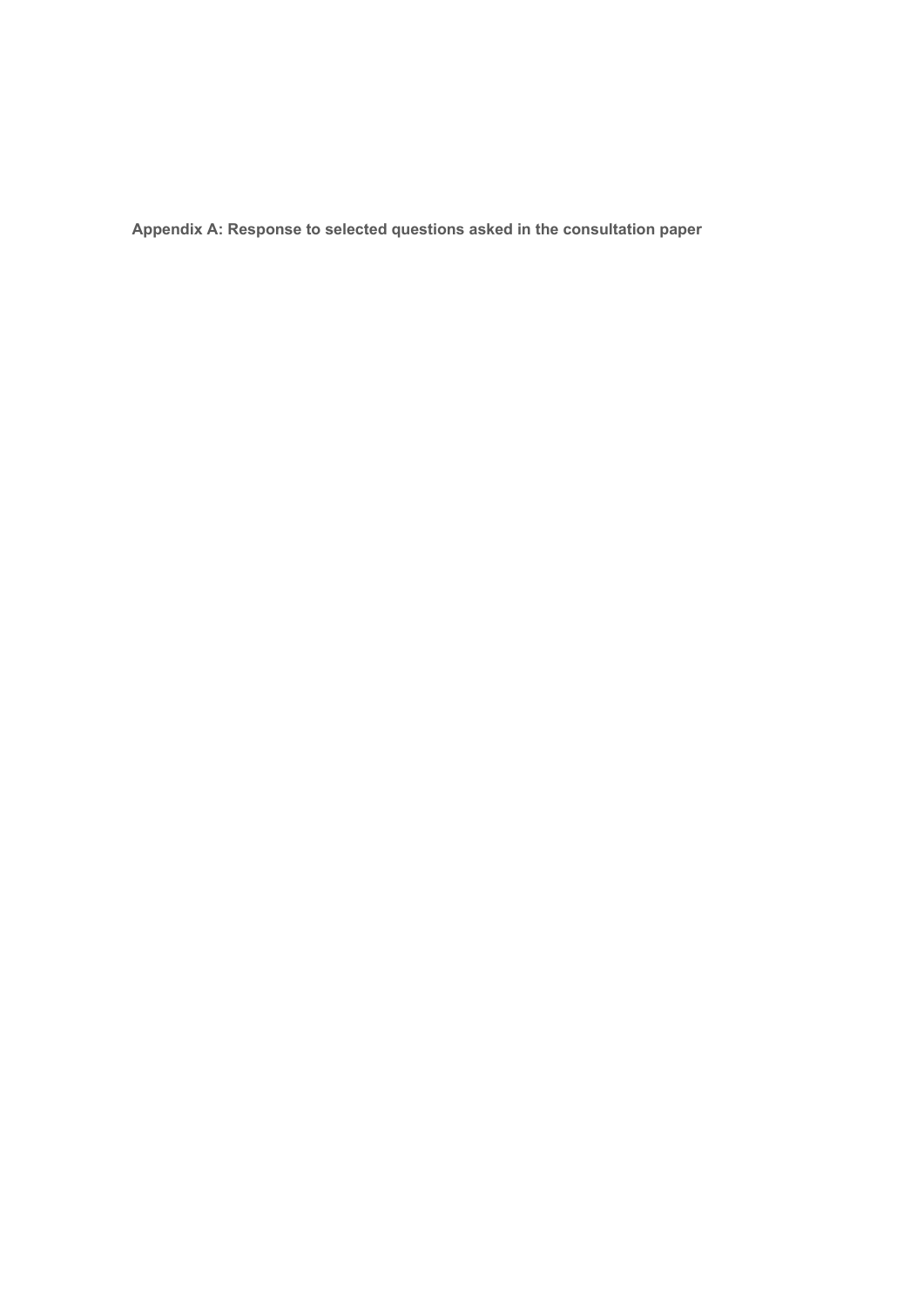## Appendix A: Response to selected questions asked in the consultation paper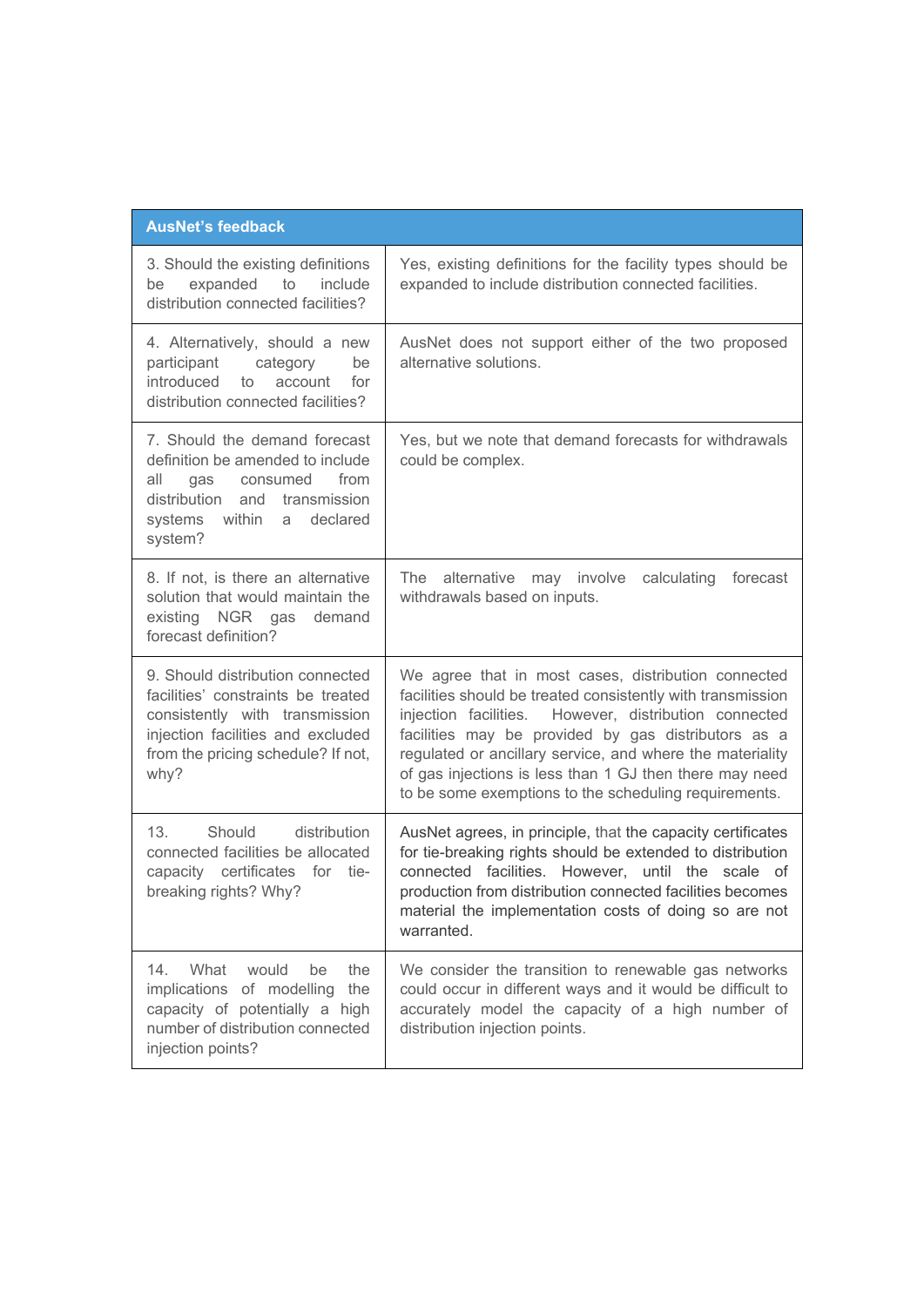| AusNet's feedback | |
|---|---|
| 3. Should the existing definitions be expanded to include distribution connected facilities? | Yes, existing definitions for the facility types should be expanded to include distribution connected facilities. |
| 4. Alternatively, should a new participant category be introduced to account for distribution connected facilities? | AusNet does not support either of the two proposed alternative solutions. |
| 7. Should the demand forecast definition be amended to include all gas consumed from distribution and transmission systems within a declared system? | Yes, but we note that demand forecasts for withdrawals could be complex. |
| 8. If not, is there an alternative solution that would maintain the existing NGR gas demand forecast definition? | The alternative may involve calculating forecast withdrawals based on inputs. |
| 9. Should distribution connected facilities' constraints be treated consistently with transmission injection facilities and excluded from the pricing schedule? If not, why? | We agree that in most cases, distribution connected facilities should be treated consistently with transmission injection facilities. However, distribution connected facilities may be provided by gas distributors as a regulated or ancillary service, and where the materiality of gas injections is less than 1 GJ then there may need to be some exemptions to the scheduling requirements. |
| 13. Should distribution connected facilities be allocated capacity certificates for tie-breaking rights? Why? | AusNet agrees, in principle, that the capacity certificates for tie-breaking rights should be extended to distribution connected facilities. However, until the scale of production from distribution connected facilities becomes material the implementation costs of doing so are not warranted. |
| 14. What would be the implications of modelling the capacity of potentially a high number of distribution connected injection points? | We consider the transition to renewable gas networks could occur in different ways and it would be difficult to accurately model the capacity of a high number of distribution injection points. |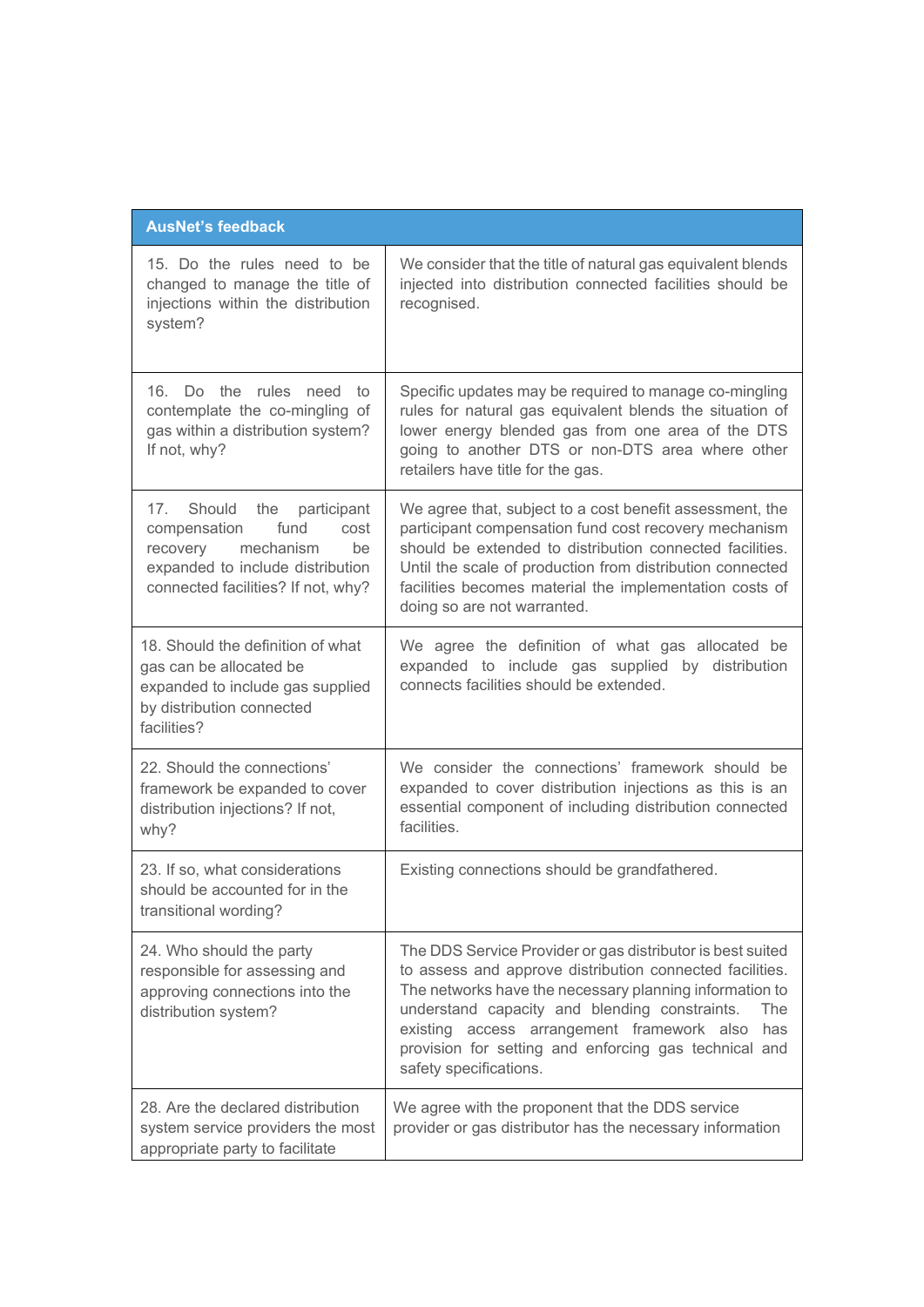| AusNet's feedback | |
|---|---|
| 15. Do the rules need to be changed to manage the title of injections within the distribution system? | We consider that the title of natural gas equivalent blends injected into distribution connected facilities should be recognised. |
| 16. Do the rules need to contemplate the co-mingling of gas within a distribution system? If not, why? | Specific updates may be required to manage co-mingling rules for natural gas equivalent blends the situation of lower energy blended gas from one area of the DTS going to another DTS or non-DTS area where other retailers have title for the gas. |
| 17. Should the participant compensation fund cost recovery mechanism be expanded to include distribution connected facilities? If not, why? | We agree that, subject to a cost benefit assessment, the participant compensation fund cost recovery mechanism should be extended to distribution connected facilities. Until the scale of production from distribution connected facilities becomes material the implementation costs of doing so are not warranted. |
| 18. Should the definition of what gas can be allocated be expanded to include gas supplied by distribution connected facilities? | We agree the definition of what gas allocated be expanded to include gas supplied by distribution connects facilities should be extended. |
| 22. Should the connections' framework be expanded to cover distribution injections? If not, why? | We consider the connections' framework should be expanded to cover distribution injections as this is an essential component of including distribution connected facilities. |
| 23. If so, what considerations should be accounted for in the transitional wording? | Existing connections should be grandfathered. |
| 24. Who should the party responsible for assessing and approving connections into the distribution system? | The DDS Service Provider or gas distributor is best suited to assess and approve distribution connected facilities. The networks have the necessary planning information to understand capacity and blending constraints. The existing access arrangement framework also has provision for setting and enforcing gas technical and safety specifications. |
| 28. Are the declared distribution system service providers the most appropriate party to facilitate | We agree with the proponent that the DDS service provider or gas distributor has the necessary information |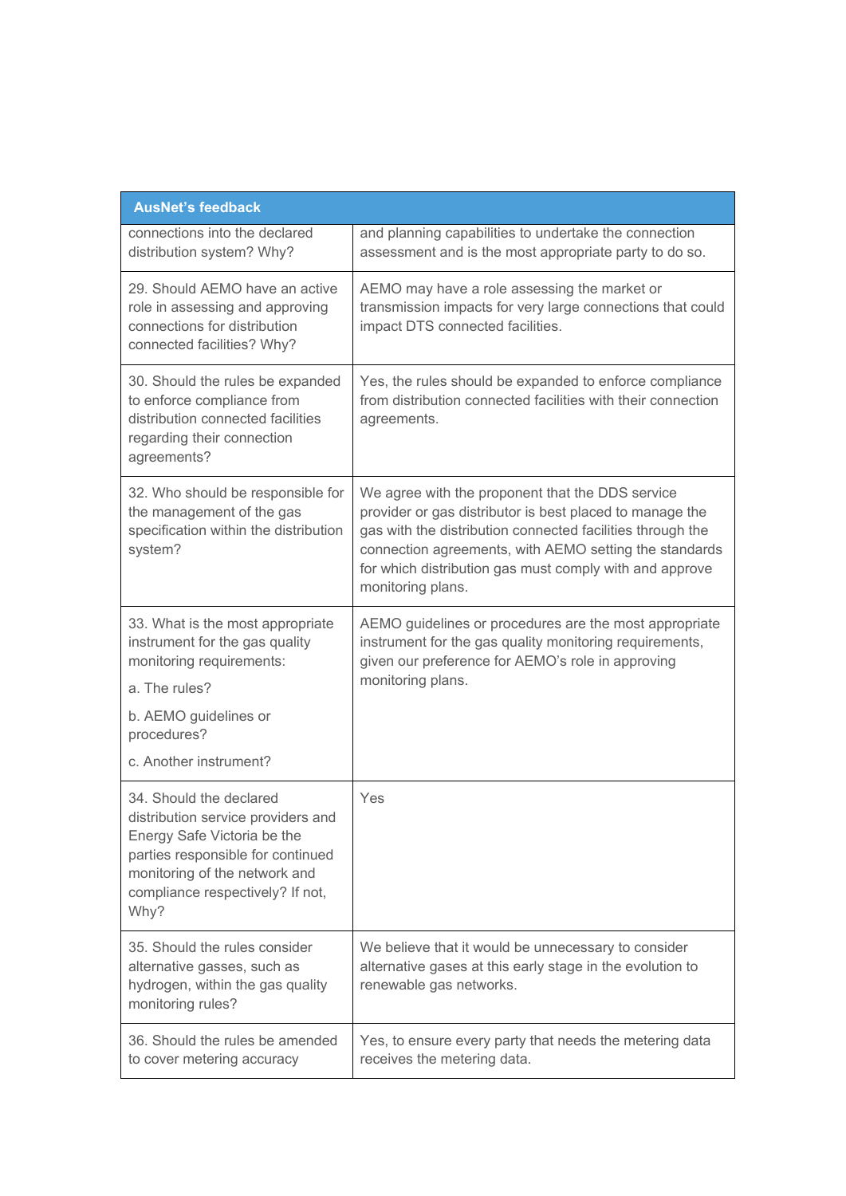| AusNet's feedback | |
|---|---|
| connections into the declared distribution system? Why? | and planning capabilities to undertake the connection assessment and is the most appropriate party to do so. |
| 29. Should AEMO have an active role in assessing and approving connections for distribution connected facilities? Why? | AEMO may have a role assessing the market or transmission impacts for very large connections that could impact DTS connected facilities. |
| 30. Should the rules be expanded to enforce compliance from distribution connected facilities regarding their connection agreements? | Yes, the rules should be expanded to enforce compliance from distribution connected facilities with their connection agreements. |
| 32. Who should be responsible for the management of the gas specification within the distribution system? | We agree with the proponent that the DDS service provider or gas distributor is best placed to manage the gas with the distribution connected facilities through the connection agreements, with AEMO setting the standards for which distribution gas must comply with and approve monitoring plans. |
| 33. What is the most appropriate instrument for the gas quality monitoring requirements:<br>a. The rules?<br>b. AEMO guidelines or procedures?<br>c. Another instrument? | AEMO guidelines or procedures are the most appropriate instrument for the gas quality monitoring requirements, given our preference for AEMO's role in approving monitoring plans. |
| 34. Should the declared distribution service providers and Energy Safe Victoria be the parties responsible for continued monitoring of the network and compliance respectively? If not, Why? | Yes |
| 35. Should the rules consider alternative gasses, such as hydrogen, within the gas quality monitoring rules? | We believe that it would be unnecessary to consider alternative gases at this early stage in the evolution to renewable gas networks. |
| 36. Should the rules be amended to cover metering accuracy | Yes, to ensure every party that needs the metering data receives the metering data. |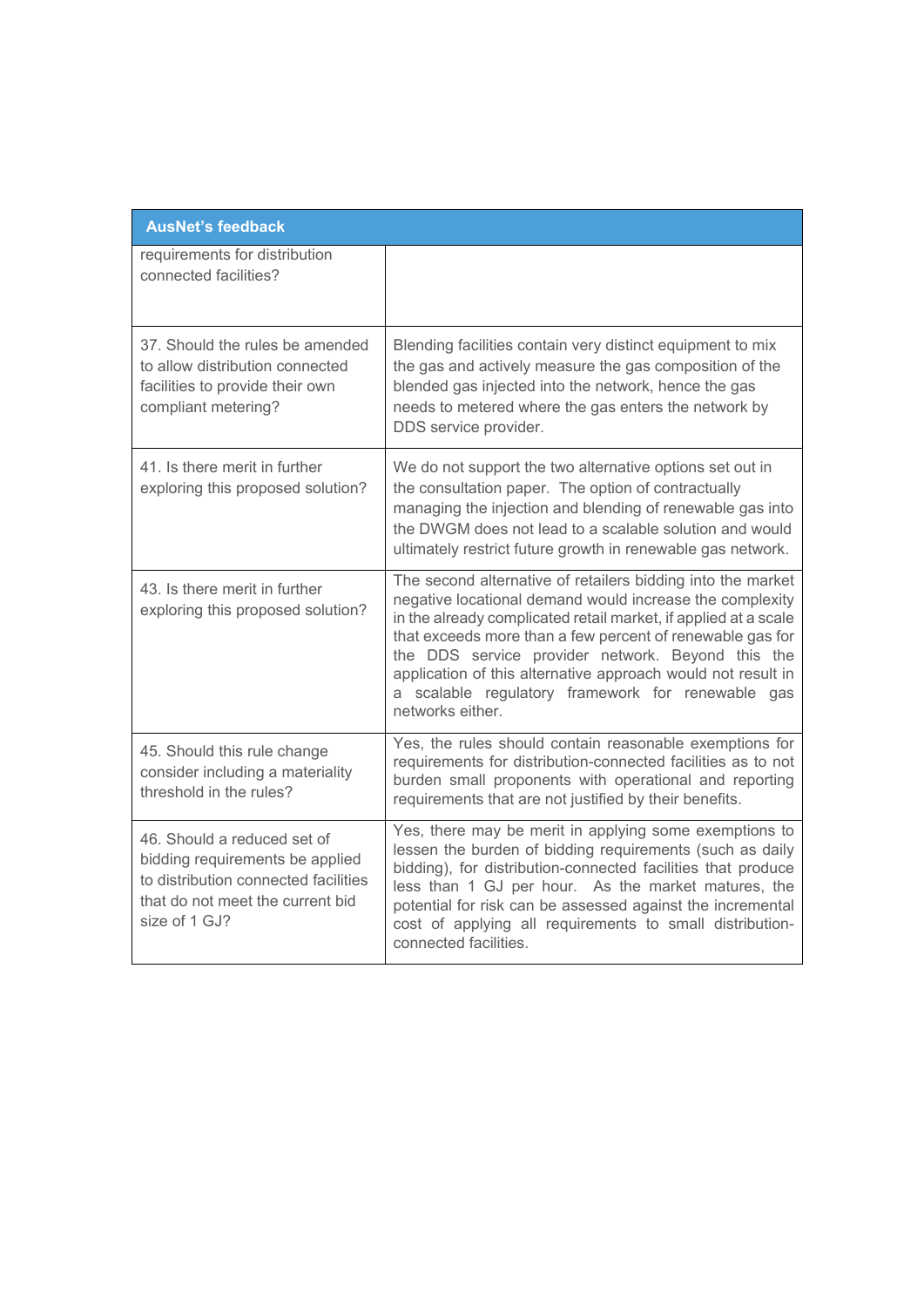| AusNet's feedback | |
|---|---|
| requirements for distribution connected facilities? | |
| 37. Should the rules be amended to allow distribution connected facilities to provide their own compliant metering? | Blending facilities contain very distinct equipment to mix the gas and actively measure the gas composition of the blended gas injected into the network, hence the gas needs to metered where the gas enters the network by DDS service provider. |
| 41. Is there merit in further exploring this proposed solution? | We do not support the two alternative options set out in the consultation paper. The option of contractually managing the injection and blending of renewable gas into the DWGM does not lead to a scalable solution and would ultimately restrict future growth in renewable gas network. |
| 43. Is there merit in further exploring this proposed solution? | The second alternative of retailers bidding into the market negative locational demand would increase the complexity in the already complicated retail market, if applied at a scale that exceeds more than a few percent of renewable gas for the DDS service provider network. Beyond this the application of this alternative approach would not result in a scalable regulatory framework for renewable gas networks either. |
| 45. Should this rule change consider including a materiality threshold in the rules? | Yes, the rules should contain reasonable exemptions for requirements for distribution-connected facilities as to not burden small proponents with operational and reporting requirements that are not justified by their benefits. |
| 46. Should a reduced set of bidding requirements be applied to distribution connected facilities that do not meet the current bid size of 1 GJ? | Yes, there may be merit in applying some exemptions to lessen the burden of bidding requirements (such as daily bidding), for distribution-connected facilities that produce less than 1 GJ per hour. As the market matures, the potential for risk can be assessed against the incremental cost of applying all requirements to small distribution-connected facilities. |